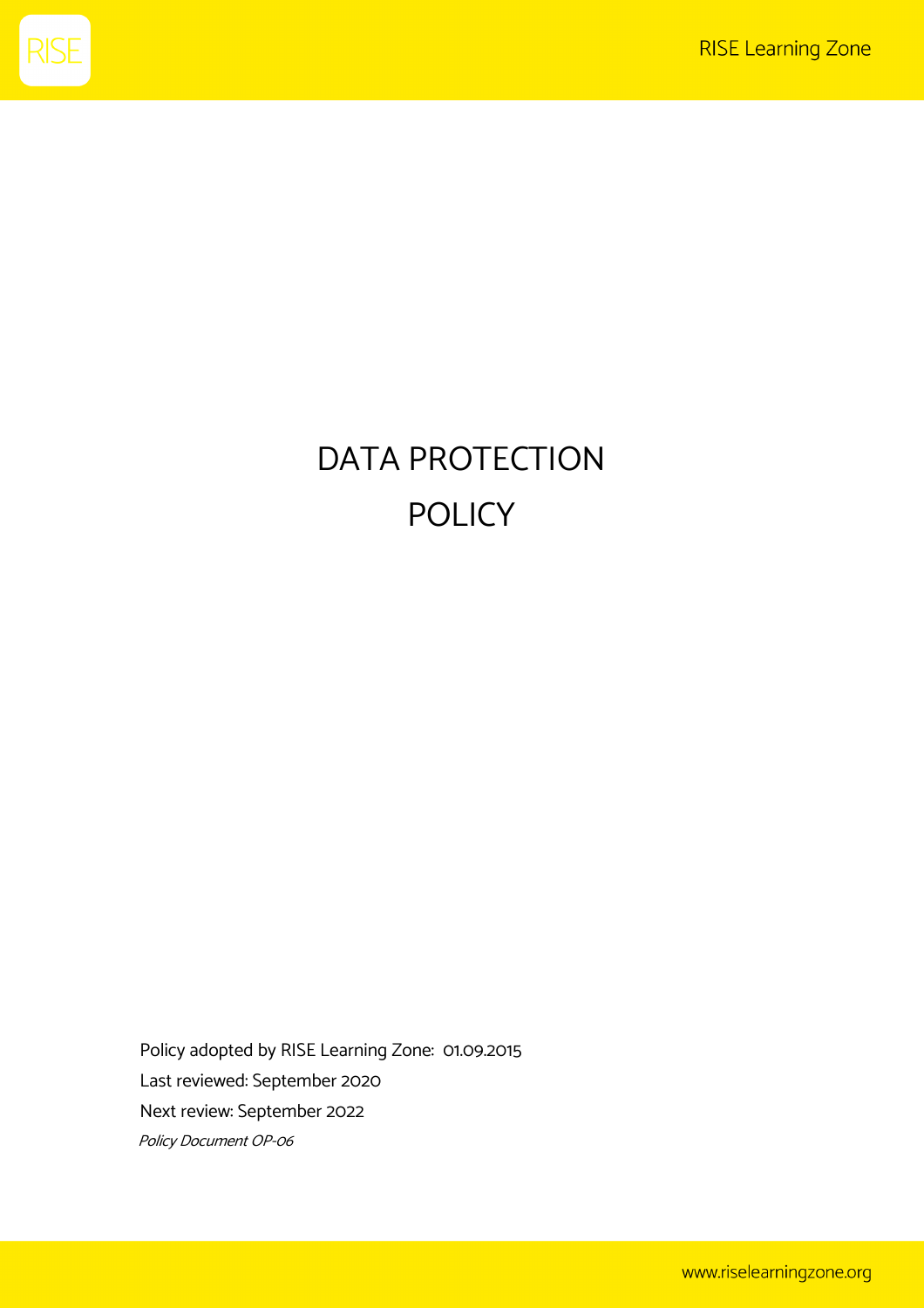# DATA PROTECTION POLICY

Policy adopted by RISE Learning Zone: 01.09.2015

Last reviewed: September 2020

Next review: September 2022

*Policy Document OP-06*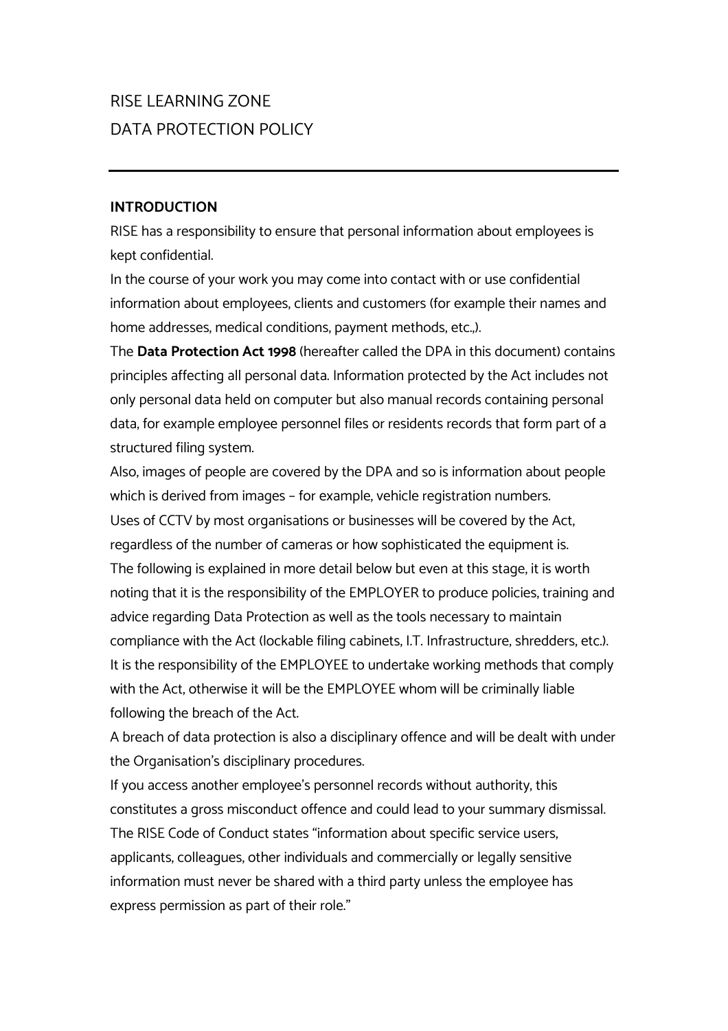RISE LEARNING ZONE

DATA PROTECTION POLICY

---

**INTRODUCTION**

RISE has a responsibility to ensure that personal information about employees is kept confidential.

In the course of your work you may come into contact with or use confidential information about employees, clients and customers (for example their names and home addresses, medical conditions, payment methods, etc.,).

The **Data Protection Act 1998** (hereafter called the DPA in this document) contains principles affecting all personal data. Information protected by the Act includes not only personal data held on computer but also manual records containing personal data, for example employee personnel files or residents records that form part of a structured filing system.

Also, images of people are covered by the DPA and so is information about people which is derived from images – for example, vehicle registration numbers.

Uses of CCTV by most organisations or businesses will be covered by the Act, regardless of the number of cameras or how sophisticated the equipment is.

The following is explained in more detail below but even at this stage, it is worth noting that it is the responsibility of the EMPLOYER to produce policies, training and advice regarding Data Protection as well as the tools necessary to maintain compliance with the Act (lockable filing cabinets, I.T. Infrastructure, shredders, etc.).

It is the responsibility of the EMPLOYEE to undertake working methods that comply with the Act, otherwise it will be the EMPLOYEE whom will be criminally liable following the breach of the Act.

A breach of data protection is also a disciplinary offence and will be dealt with under the Organisation's disciplinary procedures.

If you access another employee's personnel records without authority, this constitutes a gross misconduct offence and could lead to your summary dismissal.

The RISE Code of Conduct states "information about specific service users, applicants, colleagues, other individuals and commercially or legally sensitive information must never be shared with a third party unless the employee has express permission as part of their role."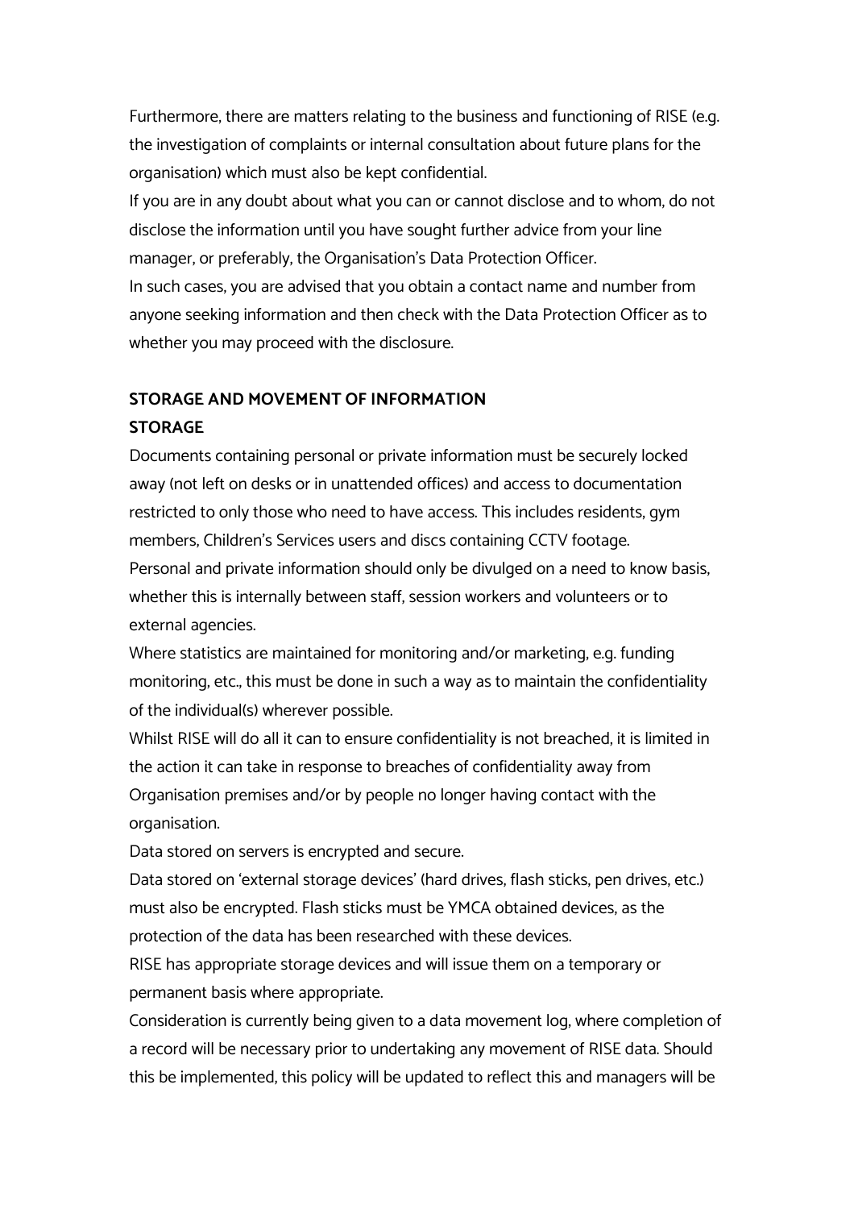Furthermore, there are matters relating to the business and functioning of RISE (e.g. the investigation of complaints or internal consultation about future plans for the organisation) which must also be kept confidential.

If you are in any doubt about what you can or cannot disclose and to whom, do not disclose the information until you have sought further advice from your line manager, or preferably, the Organisation's Data Protection Officer.

In such cases, you are advised that you obtain a contact name and number from anyone seeking information and then check with the Data Protection Officer as to whether you may proceed with the disclosure.

## STORAGE AND MOVEMENT OF INFORMATION

### STORAGE

Documents containing personal or private information must be securely locked away (not left on desks or in unattended offices) and access to documentation restricted to only those who need to have access. This includes residents, gym members, Children's Services users and discs containing CCTV footage.

Personal and private information should only be divulged on a need to know basis, whether this is internally between staff, session workers and volunteers or to external agencies.

Where statistics are maintained for monitoring and/or marketing, e.g. funding monitoring, etc., this must be done in such a way as to maintain the confidentiality of the individual(s) wherever possible.

Whilst RISE will do all it can to ensure confidentiality is not breached, it is limited in the action it can take in response to breaches of confidentiality away from Organisation premises and/or by people no longer having contact with the organisation.

Data stored on servers is encrypted and secure.

Data stored on 'external storage devices' (hard drives, flash sticks, pen drives, etc.) must also be encrypted. Flash sticks must be YMCA obtained devices, as the protection of the data has been researched with these devices.

RISE has appropriate storage devices and will issue them on a temporary or permanent basis where appropriate.

Consideration is currently being given to a data movement log, where completion of a record will be necessary prior to undertaking any movement of RISE data. Should this be implemented, this policy will be updated to reflect this and managers will be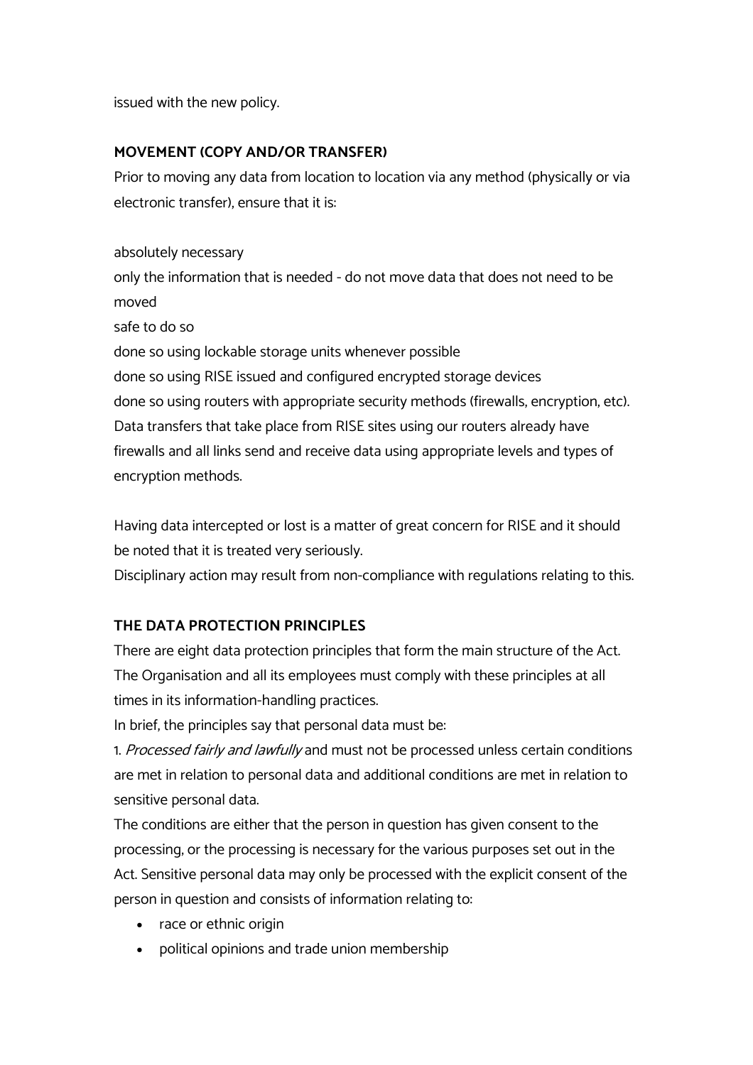issued with the new policy.

**MOVEMENT (COPY AND/OR TRANSFER)**

Prior to moving any data from location to location via any method (physically or via electronic transfer), ensure that it is:

absolutely necessary
only the information that is needed - do not move data that does not need to be moved
safe to do so
done so using lockable storage units whenever possible
done so using RISE issued and configured encrypted storage devices
done so using routers with appropriate security methods (firewalls, encryption, etc). Data transfers that take place from RISE sites using our routers already have firewalls and all links send and receive data using appropriate levels and types of encryption methods.

Having data intercepted or lost is a matter of great concern for RISE and it should be noted that it is treated very seriously.
Disciplinary action may result from non-compliance with regulations relating to this.

**THE DATA PROTECTION PRINCIPLES**

There are eight data protection principles that form the main structure of the Act. The Organisation and all its employees must comply with these principles at all times in its information-handling practices.
In brief, the principles say that personal data must be:

1. *Processed fairly and lawfully* and must not be processed unless certain conditions are met in relation to personal data and additional conditions are met in relation to sensitive personal data.
The conditions are either that the person in question has given consent to the processing, or the processing is necessary for the various purposes set out in the Act. Sensitive personal data may only be processed with the explicit consent of the person in question and consists of information relating to:

- race or ethnic origin
- political opinions and trade union membership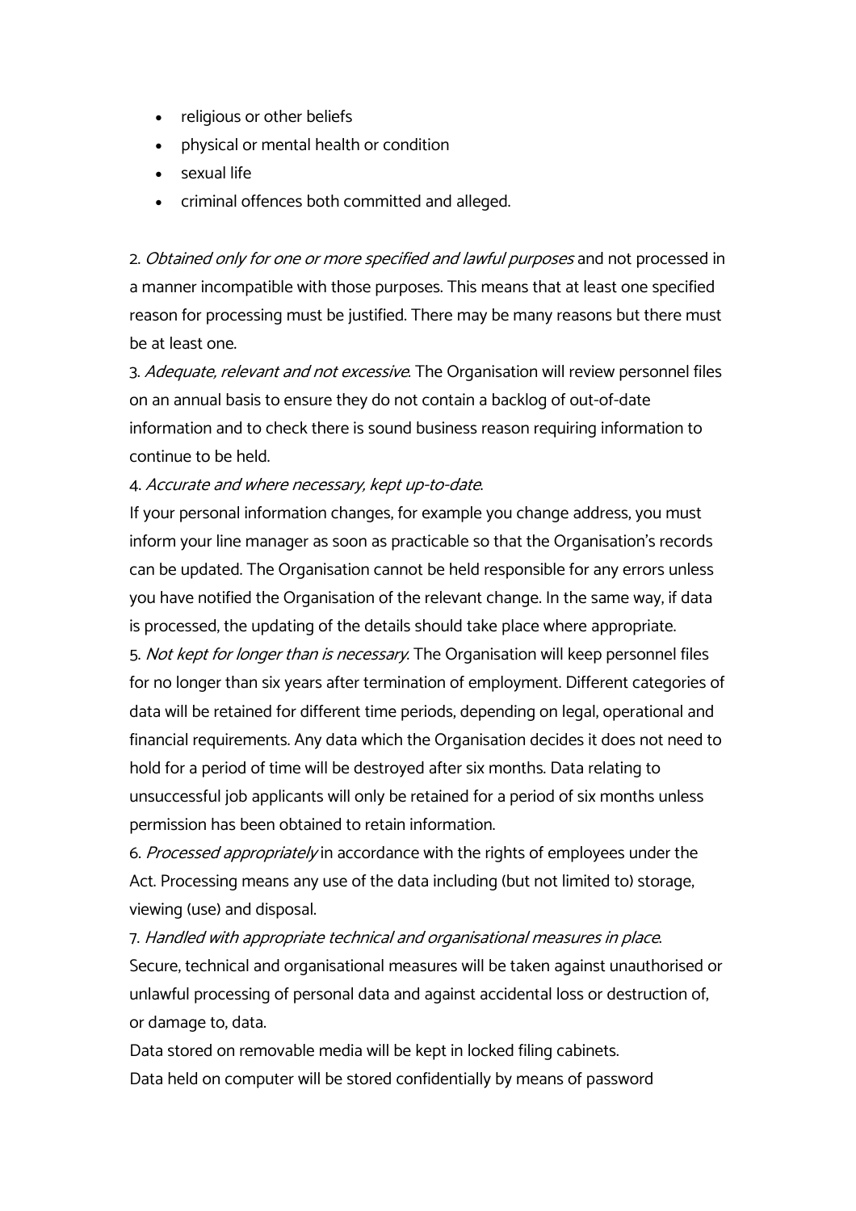- religious or other beliefs
- physical or mental health or condition
- sexual life
- criminal offences both committed and alleged.

2. *Obtained only for one or more specified and lawful purposes* and not processed in a manner incompatible with those purposes. This means that at least one specified reason for processing must be justified. There may be many reasons but there must be at least one.

3. *Adequate, relevant and not excessive*. The Organisation will review personnel files on an annual basis to ensure they do not contain a backlog of out-of-date information and to check there is sound business reason requiring information to continue to be held.

4. *Accurate and where necessary, kept up-to-date*.

If your personal information changes, for example you change address, you must inform your line manager as soon as practicable so that the Organisation's records can be updated. The Organisation cannot be held responsible for any errors unless you have notified the Organisation of the relevant change. In the same way, if data is processed, the updating of the details should take place where appropriate.

5. *Not kept for longer than is necessary*. The Organisation will keep personnel files for no longer than six years after termination of employment. Different categories of data will be retained for different time periods, depending on legal, operational and financial requirements. Any data which the Organisation decides it does not need to hold for a period of time will be destroyed after six months. Data relating to unsuccessful job applicants will only be retained for a period of six months unless permission has been obtained to retain information.

6. *Processed appropriately* in accordance with the rights of employees under the Act. Processing means any use of the data including (but not limited to) storage, viewing (use) and disposal.

7. *Handled with appropriate technical and organisational measures in place*.

Secure, technical and organisational measures will be taken against unauthorised or unlawful processing of personal data and against accidental loss or destruction of, or damage to, data.

Data stored on removable media will be kept in locked filing cabinets.

Data held on computer will be stored confidentially by means of password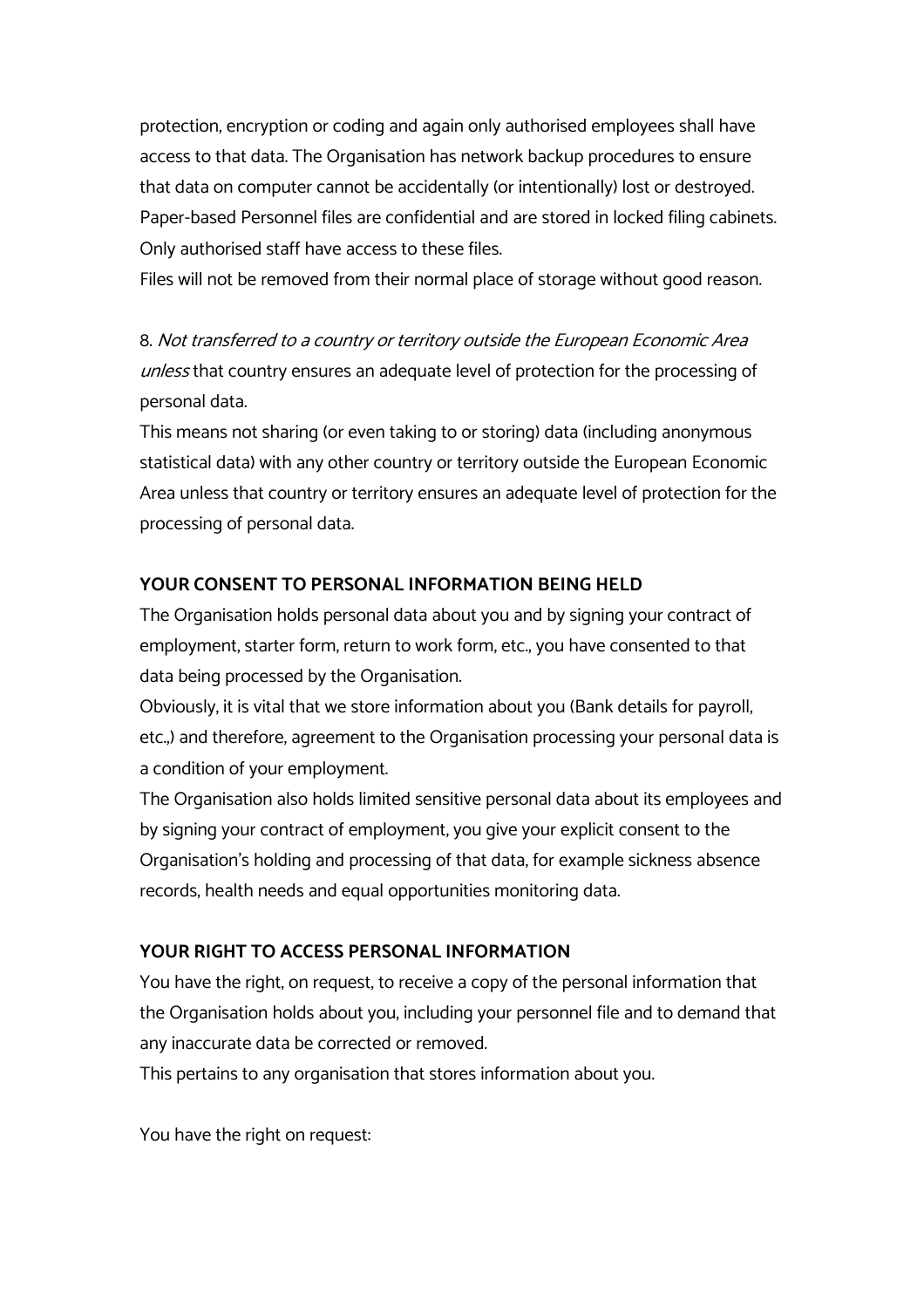protection, encryption or coding and again only authorised employees shall have access to that data. The Organisation has network backup procedures to ensure that data on computer cannot be accidentally (or intentionally) lost or destroyed. Paper-based Personnel files are confidential and are stored in locked filing cabinets. Only authorised staff have access to these files.
Files will not be removed from their normal place of storage without good reason.

8. *Not transferred to a country or territory outside the European Economic Area unless* that country ensures an adequate level of protection for the processing of personal data.
This means not sharing (or even taking to or storing) data (including anonymous statistical data) with any other country or territory outside the European Economic Area unless that country or territory ensures an adequate level of protection for the processing of personal data.

**YOUR CONSENT TO PERSONAL INFORMATION BEING HELD**

The Organisation holds personal data about you and by signing your contract of employment, starter form, return to work form, etc., you have consented to that data being processed by the Organisation.
Obviously, it is vital that we store information about you (Bank details for payroll, etc.,) and therefore, agreement to the Organisation processing your personal data is a condition of your employment.
The Organisation also holds limited sensitive personal data about its employees and by signing your contract of employment, you give your explicit consent to the Organisation's holding and processing of that data, for example sickness absence records, health needs and equal opportunities monitoring data.

**YOUR RIGHT TO ACCESS PERSONAL INFORMATION**

You have the right, on request, to receive a copy of the personal information that the Organisation holds about you, including your personnel file and to demand that any inaccurate data be corrected or removed.
This pertains to any organisation that stores information about you.

You have the right on request: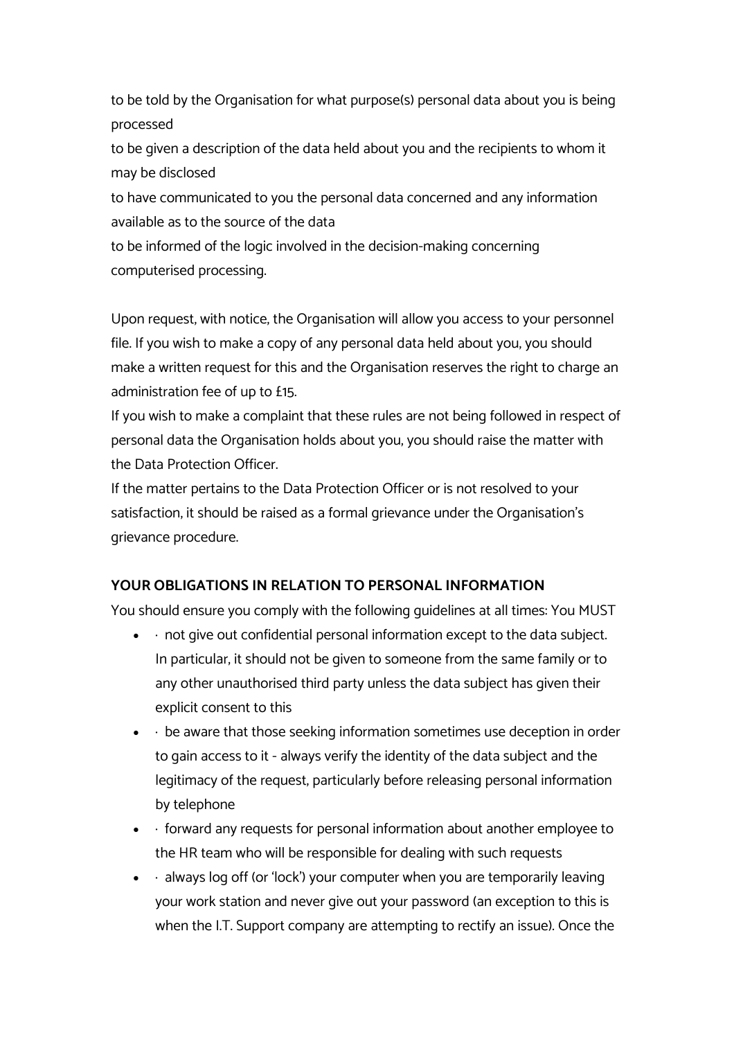to be told by the Organisation for what purpose(s) personal data about you is being processed

to be given a description of the data held about you and the recipients to whom it may be disclosed

to have communicated to you the personal data concerned and any information available as to the source of the data

to be informed of the logic involved in the decision-making concerning computerised processing.

Upon request, with notice, the Organisation will allow you access to your personnel file. If you wish to make a copy of any personal data held about you, you should make a written request for this and the Organisation reserves the right to charge an administration fee of up to £15.

If you wish to make a complaint that these rules are not being followed in respect of personal data the Organisation holds about you, you should raise the matter with the Data Protection Officer.

If the matter pertains to the Data Protection Officer or is not resolved to your satisfaction, it should be raised as a formal grievance under the Organisation's grievance procedure.

**YOUR OBLIGATIONS IN RELATION TO PERSONAL INFORMATION**

You should ensure you comply with the following guidelines at all times: You MUST

- · not give out confidential personal information except to the data subject. In particular, it should not be given to someone from the same family or to any other unauthorised third party unless the data subject has given their explicit consent to this
- · be aware that those seeking information sometimes use deception in order to gain access to it - always verify the identity of the data subject and the legitimacy of the request, particularly before releasing personal information by telephone
- · forward any requests for personal information about another employee to the HR team who will be responsible for dealing with such requests
- · always log off (or 'lock') your computer when you are temporarily leaving your work station and never give out your password (an exception to this is when the I.T. Support company are attempting to rectify an issue). Once the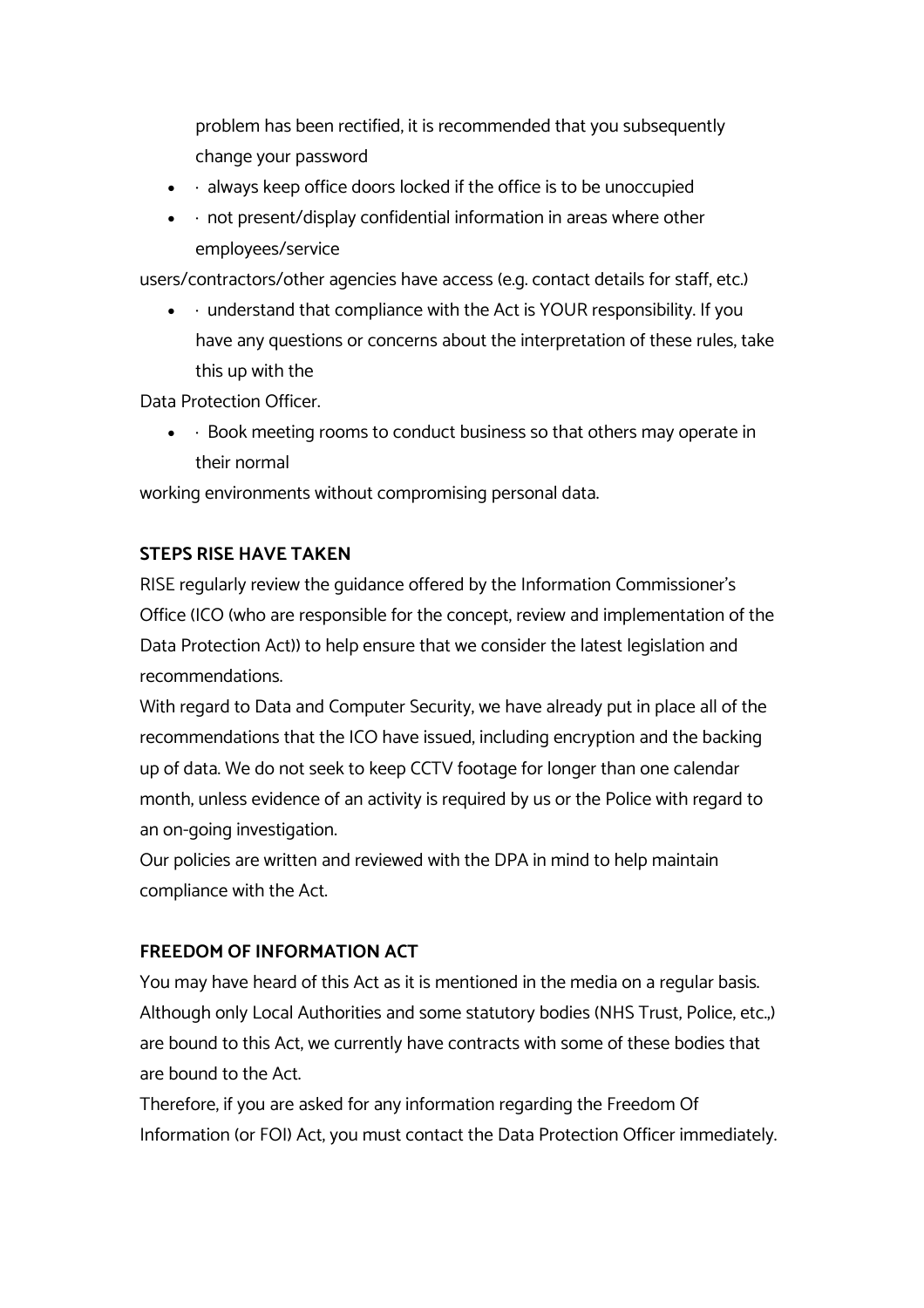problem has been rectified, it is recommended that you subsequently change your password

- · always keep office doors locked if the office is to be unoccupied
- · not present/display confidential information in areas where other employees/service

users/contractors/other agencies have access (e.g. contact details for staff, etc.)

- · understand that compliance with the Act is YOUR responsibility. If you have any questions or concerns about the interpretation of these rules, take this up with the

Data Protection Officer.

- · Book meeting rooms to conduct business so that others may operate in their normal

working environments without compromising personal data.

**STEPS RISE HAVE TAKEN**

RISE regularly review the guidance offered by the Information Commissioner's Office (ICO (who are responsible for the concept, review and implementation of the Data Protection Act)) to help ensure that we consider the latest legislation and recommendations.

With regard to Data and Computer Security, we have already put in place all of the recommendations that the ICO have issued, including encryption and the backing up of data. We do not seek to keep CCTV footage for longer than one calendar month, unless evidence of an activity is required by us or the Police with regard to an on-going investigation.

Our policies are written and reviewed with the DPA in mind to help maintain compliance with the Act.

**FREEDOM OF INFORMATION ACT**

You may have heard of this Act as it is mentioned in the media on a regular basis. Although only Local Authorities and some statutory bodies (NHS Trust, Police, etc.,) are bound to this Act, we currently have contracts with some of these bodies that are bound to the Act.

Therefore, if you are asked for any information regarding the Freedom Of Information (or FOI) Act, you must contact the Data Protection Officer immediately.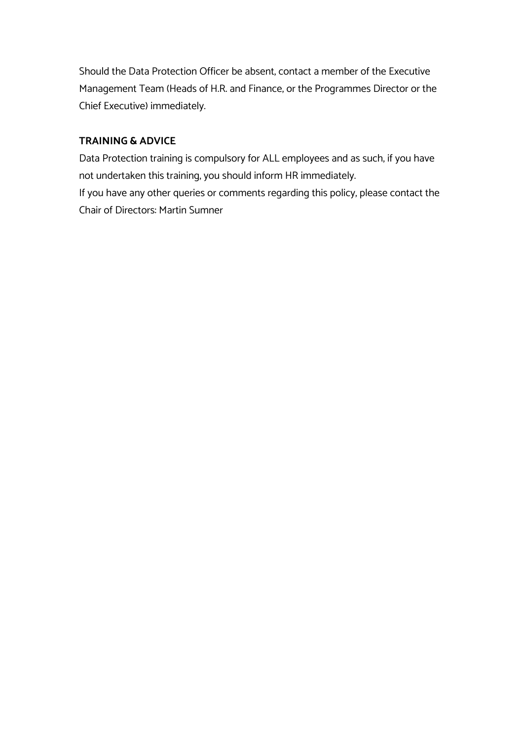Should the Data Protection Officer be absent, contact a member of the Executive Management Team (Heads of H.R. and Finance, or the Programmes Director or the Chief Executive) immediately.

## TRAINING & ADVICE

Data Protection training is compulsory for ALL employees and as such, if you have not undertaken this training, you should inform HR immediately.
If you have any other queries or comments regarding this policy, please contact the Chair of Directors: Martin Sumner